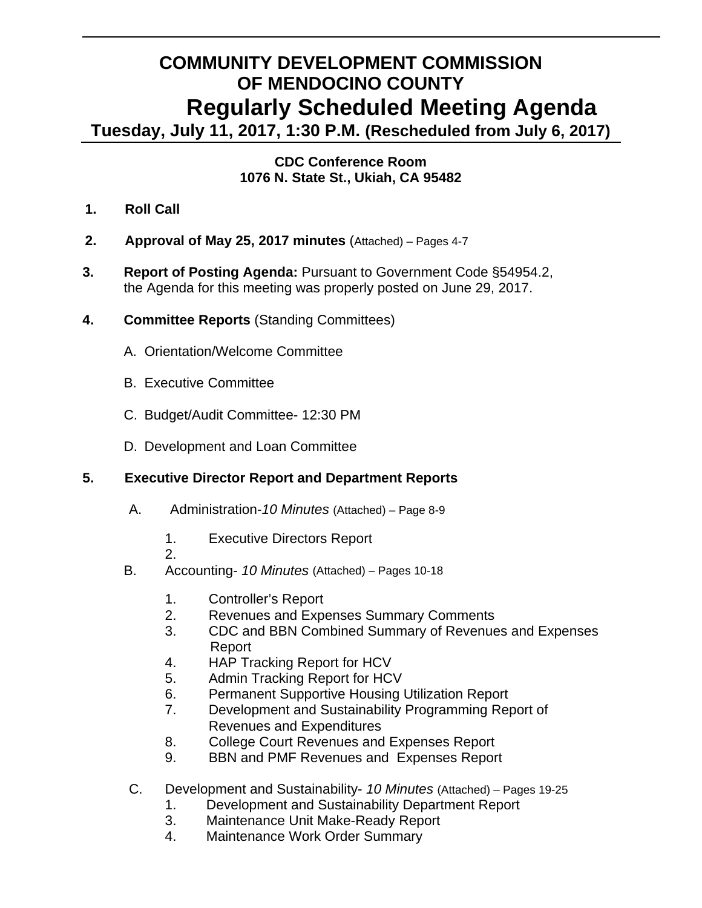# COMMUNITY DEVELOPMENT COMMISSION OF MENDOCINO COUNTY

# Regularly Scheduled Meeting Agenda

## Tuesday, July 11, 2017, 1:30 P.M. (Rescheduled from July 6, 2017)

**CDC Conference Room**
**1076 N. State St., Ukiah, CA 95482**

1. **Roll Call**

2. **Approval of May 25, 2017 minutes** (Attached) – Pages 4-7

3. **Report of Posting Agenda:** Pursuant to Government Code §54954.2, the Agenda for this meeting was properly posted on June 29, 2017.

4. **Committee Reports** (Standing Committees)

   A. Orientation/Welcome Committee

   B. Executive Committee

   C. Budget/Audit Committee- 12:30 PM

   D. Development and Loan Committee

5. **Executive Director Report and Department Reports**

   A. Administration-*10 Minutes* (Attached) – Page 8-9

      1. Executive Directors Report
      2.

   B. Accounting- *10 Minutes* (Attached) – Pages 10-18

      1. Controller's Report
      2. Revenues and Expenses Summary Comments
      3. CDC and BBN Combined Summary of Revenues and Expenses Report
      4. HAP Tracking Report for HCV
      5. Admin Tracking Report for HCV
      6. Permanent Supportive Housing Utilization Report
      7. Development and Sustainability Programming Report of Revenues and Expenditures
      8. College Court Revenues and Expenses Report
      9. BBN and PMF Revenues and Expenses Report

   C. Development and Sustainability- *10 Minutes* (Attached) – Pages 19-25

      1. Development and Sustainability Department Report
      3. Maintenance Unit Make-Ready Report
      4. Maintenance Work Order Summary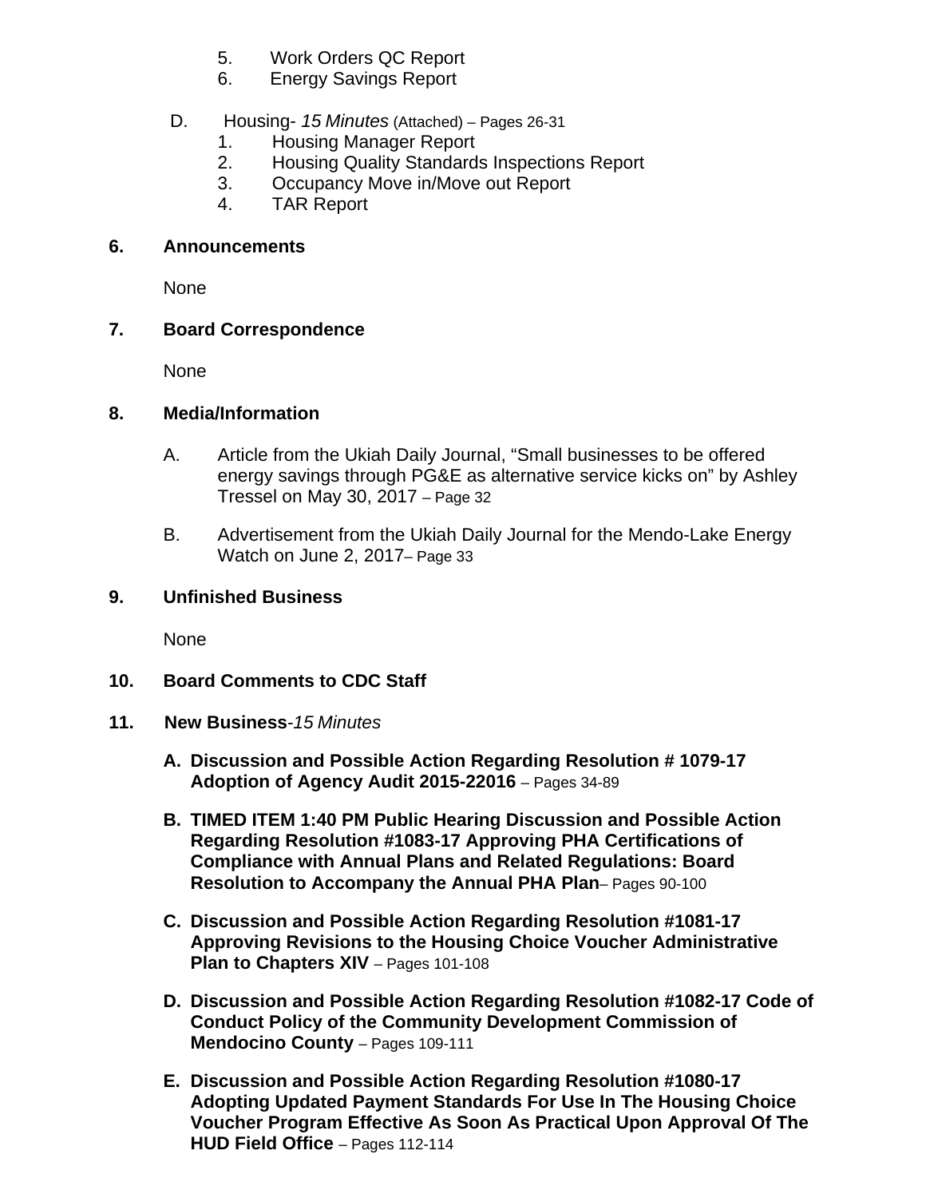5. Work Orders QC Report
6. Energy Savings Report

D. Housing- *15 Minutes* (Attached) – Pages 26-31

1. Housing Manager Report
2. Housing Quality Standards Inspections Report
3. Occupancy Move in/Move out Report
4. TAR Report

**6. Announcements**

None

**7. Board Correspondence**

None

**8. Media/Information**

A. Article from the Ukiah Daily Journal, "Small businesses to be offered energy savings through PG&E as alternative service kicks on" by Ashley Tressel on May 30, 2017 – Page 32

B. Advertisement from the Ukiah Daily Journal for the Mendo-Lake Energy Watch on June 2, 2017– Page 33

**9. Unfinished Business**

None

**10. Board Comments to CDC Staff**

**11. New Business***-15 Minutes*

**A. Discussion and Possible Action Regarding Resolution # 1079-17 Adoption of Agency Audit 2015-22016** – Pages 34-89

**B. TIMED ITEM 1:40 PM Public Hearing Discussion and Possible Action Regarding Resolution #1083-17 Approving PHA Certifications of Compliance with Annual Plans and Related Regulations: Board Resolution to Accompany the Annual PHA Plan**– Pages 90-100

**C. Discussion and Possible Action Regarding Resolution #1081-17 Approving Revisions to the Housing Choice Voucher Administrative Plan to Chapters XIV** – Pages 101-108

**D. Discussion and Possible Action Regarding Resolution #1082-17 Code of Conduct Policy of the Community Development Commission of Mendocino County** – Pages 109-111

**E. Discussion and Possible Action Regarding Resolution #1080-17 Adopting Updated Payment Standards For Use In The Housing Choice Voucher Program Effective As Soon As Practical Upon Approval Of The HUD Field Office** – Pages 112-114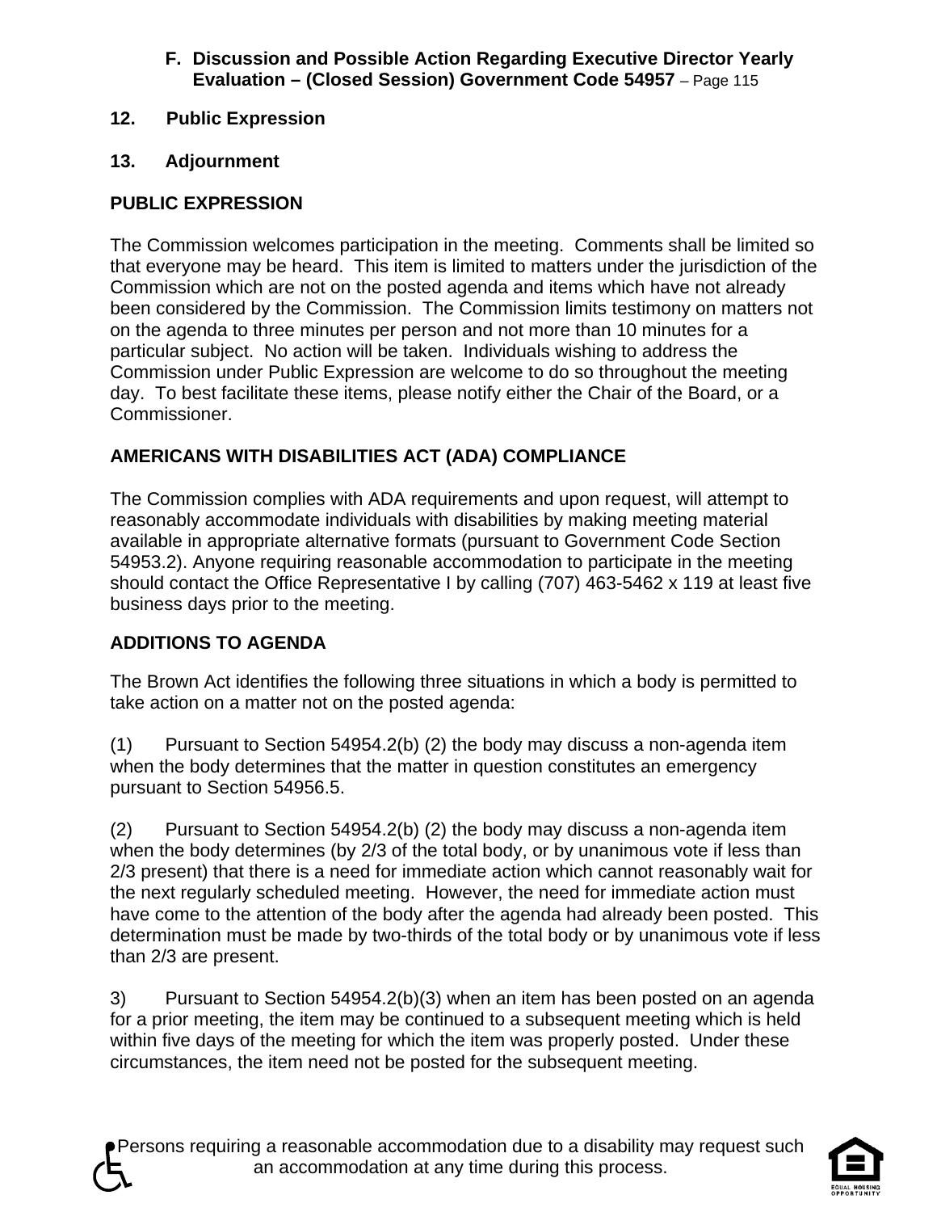F. **Discussion and Possible Action Regarding Executive Director Yearly Evaluation – (Closed Session) Government Code 54957** – Page 115

**12. Public Expression**

**13. Adjournment**

**PUBLIC EXPRESSION**

The Commission welcomes participation in the meeting. Comments shall be limited so that everyone may be heard. This item is limited to matters under the jurisdiction of the Commission which are not on the posted agenda and items which have not already been considered by the Commission. The Commission limits testimony on matters not on the agenda to three minutes per person and not more than 10 minutes for a particular subject. No action will be taken. Individuals wishing to address the Commission under Public Expression are welcome to do so throughout the meeting day. To best facilitate these items, please notify either the Chair of the Board, or a Commissioner.

**AMERICANS WITH DISABILITIES ACT (ADA) COMPLIANCE**

The Commission complies with ADA requirements and upon request, will attempt to reasonably accommodate individuals with disabilities by making meeting material available in appropriate alternative formats (pursuant to Government Code Section 54953.2). Anyone requiring reasonable accommodation to participate in the meeting should contact the Office Representative I by calling (707) 463-5462 x 119 at least five business days prior to the meeting.

**ADDITIONS TO AGENDA**

The Brown Act identifies the following three situations in which a body is permitted to take action on a matter not on the posted agenda:

(1) Pursuant to Section 54954.2(b) (2) the body may discuss a non-agenda item when the body determines that the matter in question constitutes an emergency pursuant to Section 54956.5.

(2) Pursuant to Section 54954.2(b) (2) the body may discuss a non-agenda item when the body determines (by 2/3 of the total body, or by unanimous vote if less than 2/3 present) that there is a need for immediate action which cannot reasonably wait for the next regularly scheduled meeting. However, the need for immediate action must have come to the attention of the body after the agenda had already been posted. This determination must be made by two-thirds of the total body or by unanimous vote if less than 2/3 are present.

3) Pursuant to Section 54954.2(b)(3) when an item has been posted on an agenda for a prior meeting, the item may be continued to a subsequent meeting which is held within five days of the meeting for which the item was properly posted. Under these circumstances, the item need not be posted for the subsequent meeting.

Persons requiring a reasonable accommodation due to a disability may request such an accommodation at any time during this process.